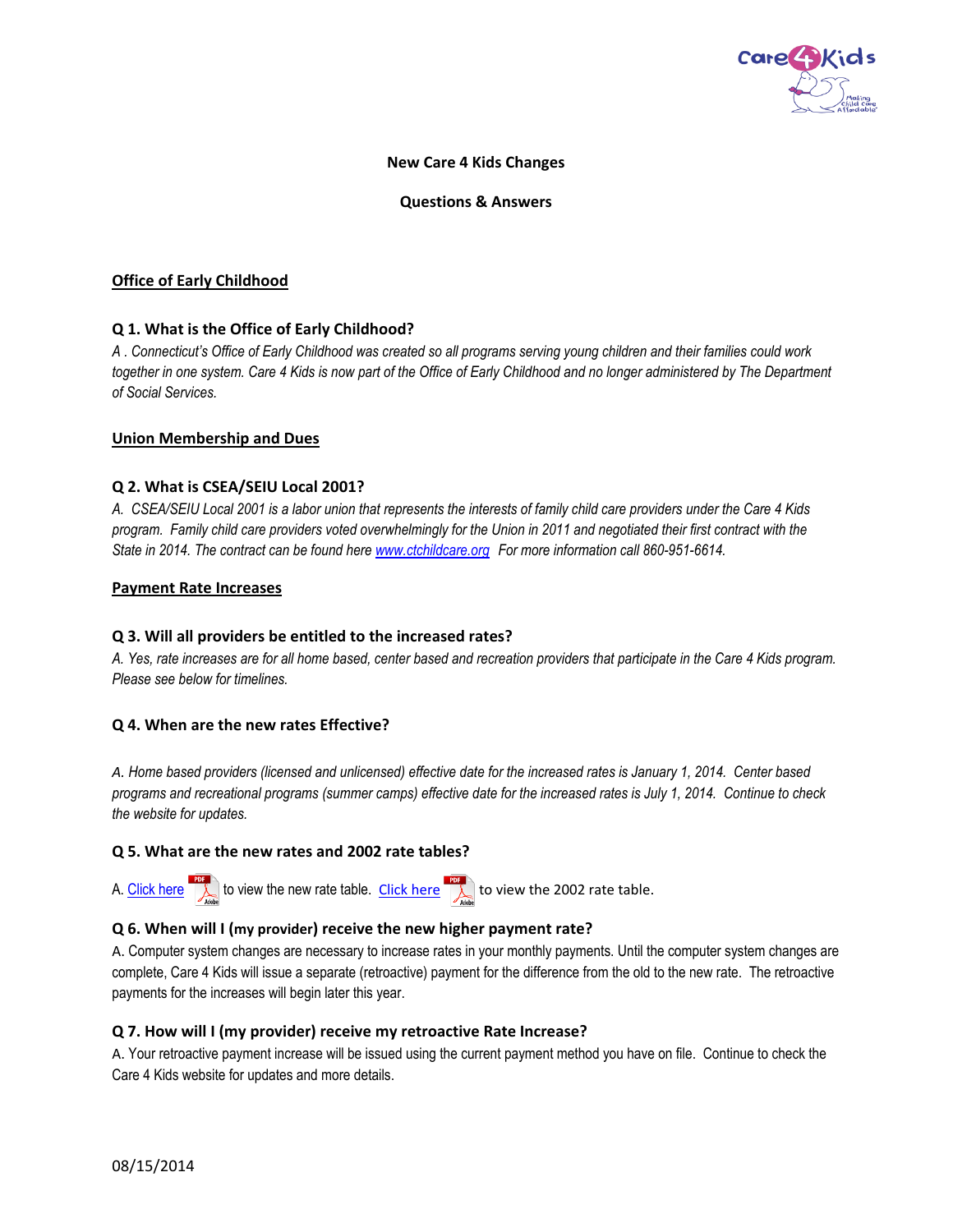# New Care 4 Kids Changes

## Questions & Answers

### Office of Early Childhood

**Q 1. What is the Office of Early Childhood?**

*A . Connecticut's Office of Early Childhood was created so all programs serving young children and their families could work together in one system. Care 4 Kids is now part of the Office of Early Childhood and no longer administered by The Department of Social Services.*

### Union Membership and Dues

**Q 2. What is CSEA/SEIU Local 2001?**

*A. CSEA/SEIU Local 2001 is a labor union that represents the interests of family child care providers under the Care 4 Kids program. Family child care providers voted overwhelmingly for the Union in 2011 and negotiated their first contract with the State in 2014. The contract can be found here www.ctchildcare.org For more information call 860-951-6614.*

### Payment Rate Increases

**Q 3. Will all providers be entitled to the increased rates?**

*A. Yes, rate increases are for all home based, center based and recreation providers that participate in the Care 4 Kids program. Please see below for timelines.*

**Q 4. When are the new rates Effective?**

*A. Home based providers (licensed and unlicensed) effective date for the increased rates is January 1, 2014. Center based programs and recreational programs (summer camps) effective date for the increased rates is July 1, 2014. Continue to check the website for updates.*

**Q 5. What are the new rates and 2002 rate tables?**

A. Click here to view the new rate table. Click here to view the 2002 rate table.

**Q 6. When will I (my provider) receive the new higher payment rate?**

A. Computer system changes are necessary to increase rates in your monthly payments. Until the computer system changes are complete, Care 4 Kids will issue a separate (retroactive) payment for the difference from the old to the new rate. The retroactive payments for the increases will begin later this year.

**Q 7. How will I (my provider) receive my retroactive Rate Increase?**

A. Your retroactive payment increase will be issued using the current payment method you have on file. Continue to check the Care 4 Kids website for updates and more details.

08/15/2014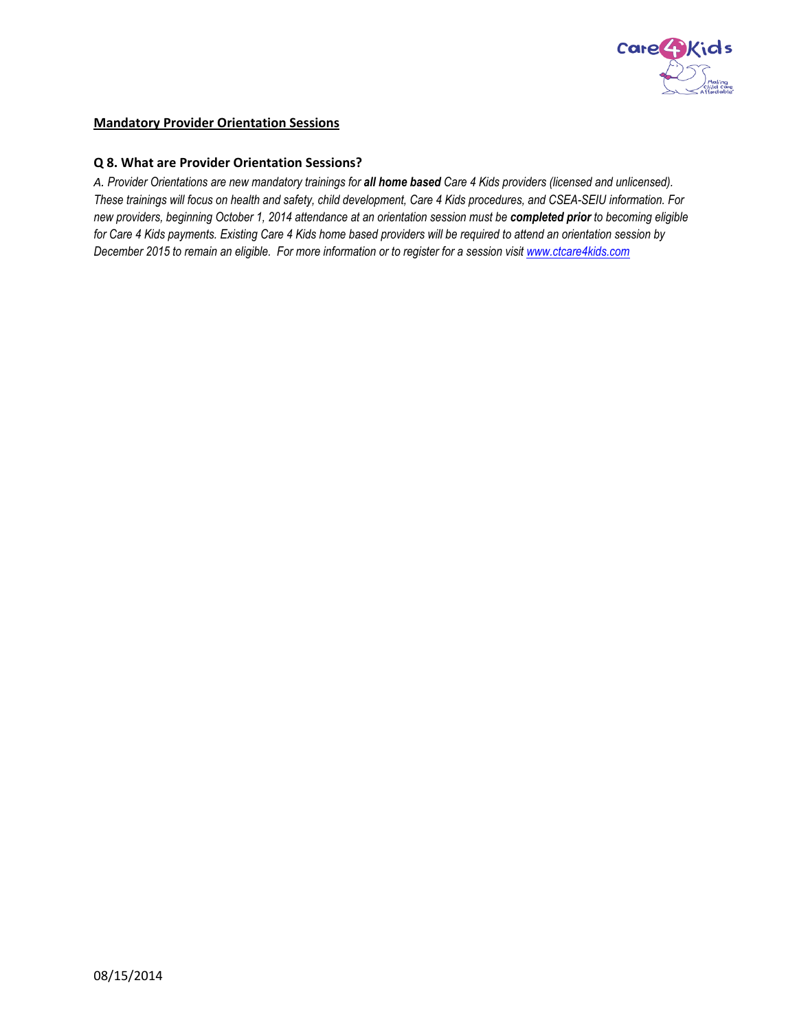## Mandatory Provider Orientation Sessions

### Q 8. What are Provider Orientation Sessions?

*A. Provider Orientations are new mandatory trainings for* ***all home based*** *Care 4 Kids providers (licensed and unlicensed). These trainings will focus on health and safety, child development, Care 4 Kids procedures, and CSEA-SEIU information. For new providers, beginning October 1, 2014 attendance at an orientation session must be* ***completed prior*** *to becoming eligible for Care 4 Kids payments. Existing Care 4 Kids home based providers will be required to attend an orientation session by December 2015 to remain an eligible. For more information or to register for a session visit [www.ctcare4kids.com](www.ctcare4kids.com)*

08/15/2014